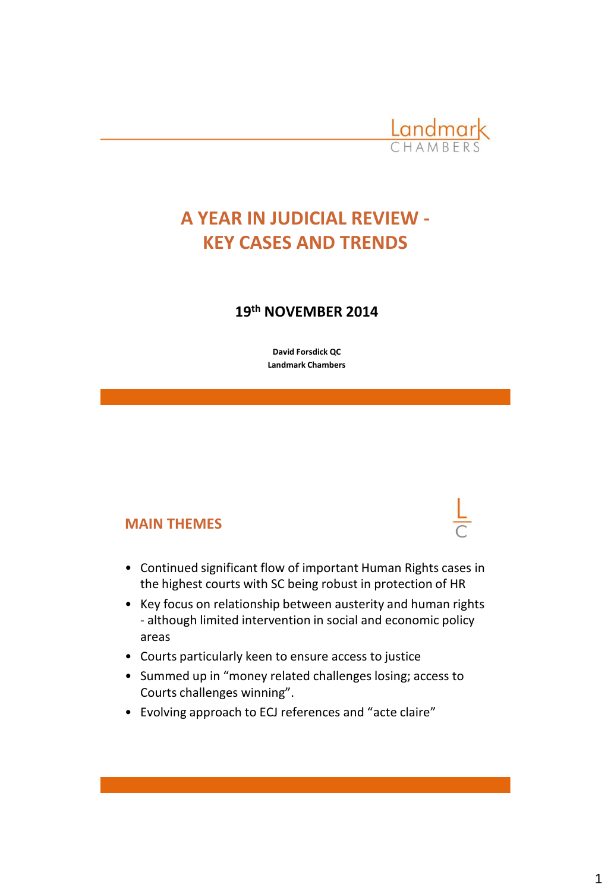Landmark CHAMBERS

# A YEAR IN JUDICIAL REVIEW - KEY CASES AND TRENDS

**19th NOVEMBER 2014**

**David Forsdick QC**
**Landmark Chambers**

## MAIN THEMES

- Continued significant flow of important Human Rights cases in the highest courts with SC being robust in protection of HR
- Key focus on relationship between austerity and human rights - although limited intervention in social and economic policy areas
- Courts particularly keen to ensure access to justice
- Summed up in "money related challenges losing; access to Courts challenges winning".
- Evolving approach to ECJ references and "acte claire"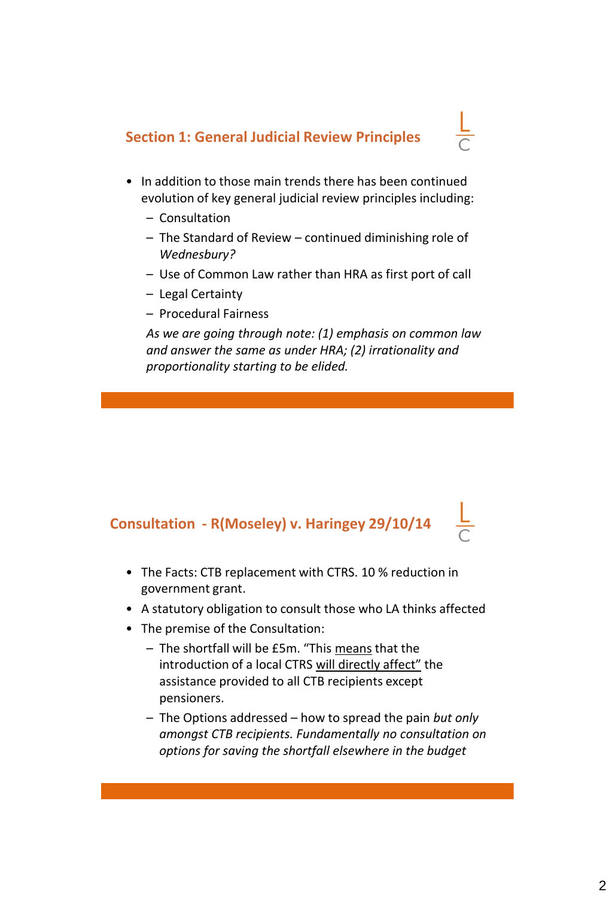## Section 1: General Judicial Review Principles

- In addition to those main trends there has been continued evolution of key general judicial review principles including:
  - Consultation
  - The Standard of Review – continued diminishing role of *Wednesbury?*
  - Use of Common Law rather than HRA as first port of call
  - Legal Certainty
  - Procedural Fairness

  *As we are going through note: (1) emphasis on common law and answer the same as under HRA; (2) irrationality and proportionality starting to be elided.*

## Consultation - R(Moseley) v. Haringey 29/10/14

- The Facts: CTB replacement with CTRS. 10 % reduction in government grant.
- A statutory obligation to consult those who LA thinks affected
- The premise of the Consultation:
  - The shortfall will be £5m. "This <u>means</u> that the introduction of a local CTRS <u>will directly affect"</u> the assistance provided to all CTB recipients except pensioners.
  - The Options addressed – how to spread the pain *but only amongst CTB recipients. Fundamentally no consultation on options for saving the shortfall elsewhere in the budget*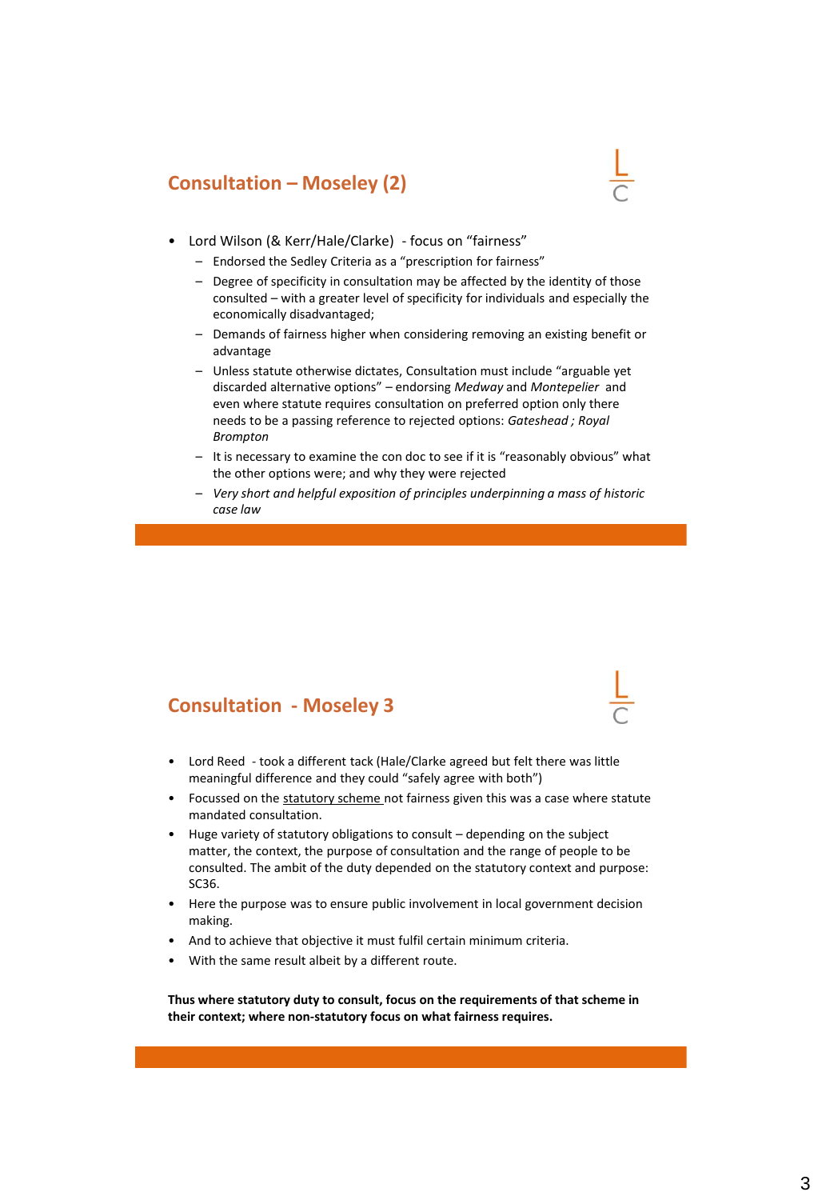## Consultation – Moseley (2)

- Lord Wilson (& Kerr/Hale/Clarke) - focus on "fairness"
  - Endorsed the Sedley Criteria as a "prescription for fairness"
  - Degree of specificity in consultation may be affected by the identity of those consulted – with a greater level of specificity for individuals and especially the economically disadvantaged;
  - Demands of fairness higher when considering removing an existing benefit or advantage
  - Unless statute otherwise dictates, Consultation must include "arguable yet discarded alternative options" – endorsing *Medway* and *Montepelier* and even where statute requires consultation on preferred option only there needs to be a passing reference to rejected options: *Gateshead ; Royal Brompton*
  - It is necessary to examine the con doc to see if it is "reasonably obvious" what the other options were; and why they were rejected
  - *Very short and helpful exposition of principles underpinning a mass of historic case law*

## Consultation - Moseley 3

- Lord Reed - took a different tack (Hale/Clarke agreed but felt there was little meaningful difference and they could "safely agree with both")
- Focussed on the statutory scheme not fairness given this was a case where statute mandated consultation.
- Huge variety of statutory obligations to consult – depending on the subject matter, the context, the purpose of consultation and the range of people to be consulted. The ambit of the duty depended on the statutory context and purpose: SC36.
- Here the purpose was to ensure public involvement in local government decision making.
- And to achieve that objective it must fulfil certain minimum criteria.
- With the same result albeit by a different route.

**Thus where statutory duty to consult, focus on the requirements of that scheme in their context; where non-statutory focus on what fairness requires.**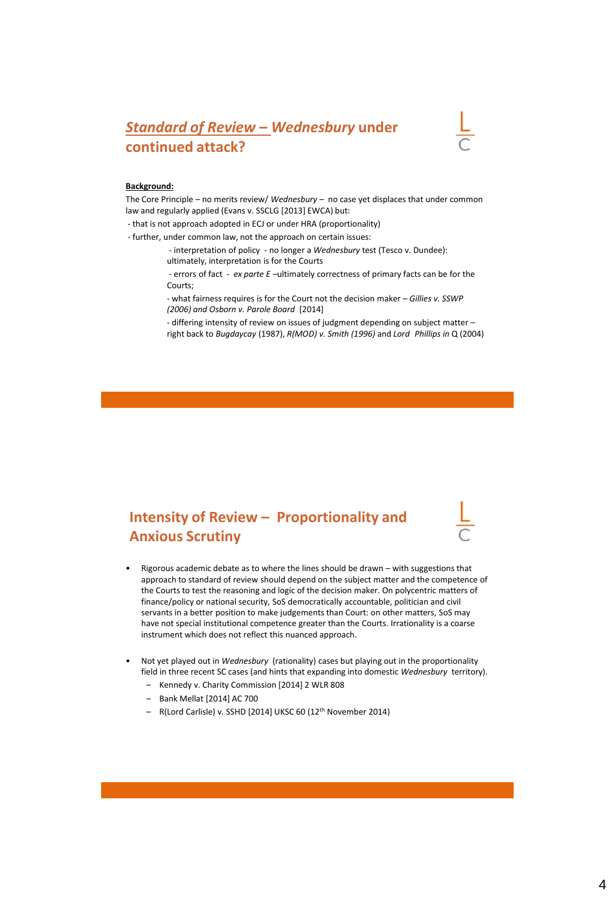## *Standard of Review – Wednesbury* under continued attack?

**Background:**

The Core Principle – no merits review/ *Wednesbury* – no case yet displaces that under common law and regularly applied (Evans v. SSCLG [2013] EWCA) but:

- that is not approach adopted in ECJ or under HRA (proportionality)
- further, under common law, not the approach on certain issues:
  - interpretation of policy - no longer a *Wednesbury* test (Tesco v. Dundee): ultimately, interpretation is for the Courts
  - errors of fact - *ex parte E* –ultimately correctness of primary facts can be for the Courts;
  - what fairness requires is for the Court not the decision maker – *Gillies v. SSWP (2006) and Osborn v. Parole Board* [2014]
  - differing intensity of review on issues of judgment depending on subject matter – right back to *Bugdaycay* (1987), *R(MOD) v. Smith (1996)* and *Lord Phillips in* Q (2004)

## Intensity of Review – Proportionality and Anxious Scrutiny

- Rigorous academic debate as to where the lines should be drawn – with suggestions that approach to standard of review should depend on the subject matter and the competence of the Courts to test the reasoning and logic of the decision maker. On polycentric matters of finance/policy or national security, SoS democratically accountable, politician and civil servants in a better position to make judgements than Court: on other matters, SoS may have not special institutional competence greater than the Courts. Irrationality is a coarse instrument which does not reflect this nuanced approach.

- Not yet played out in *Wednesbury* (rationality) cases but playing out in the proportionality field in three recent SC cases (and hints that expanding into domestic *Wednesbury* territory).
  - Kennedy v. Charity Commission [2014] 2 WLR 808
  - Bank Mellat [2014] AC 700
  - R(Lord Carlisle) v. SSHD [2014] UKSC 60 (12th November 2014)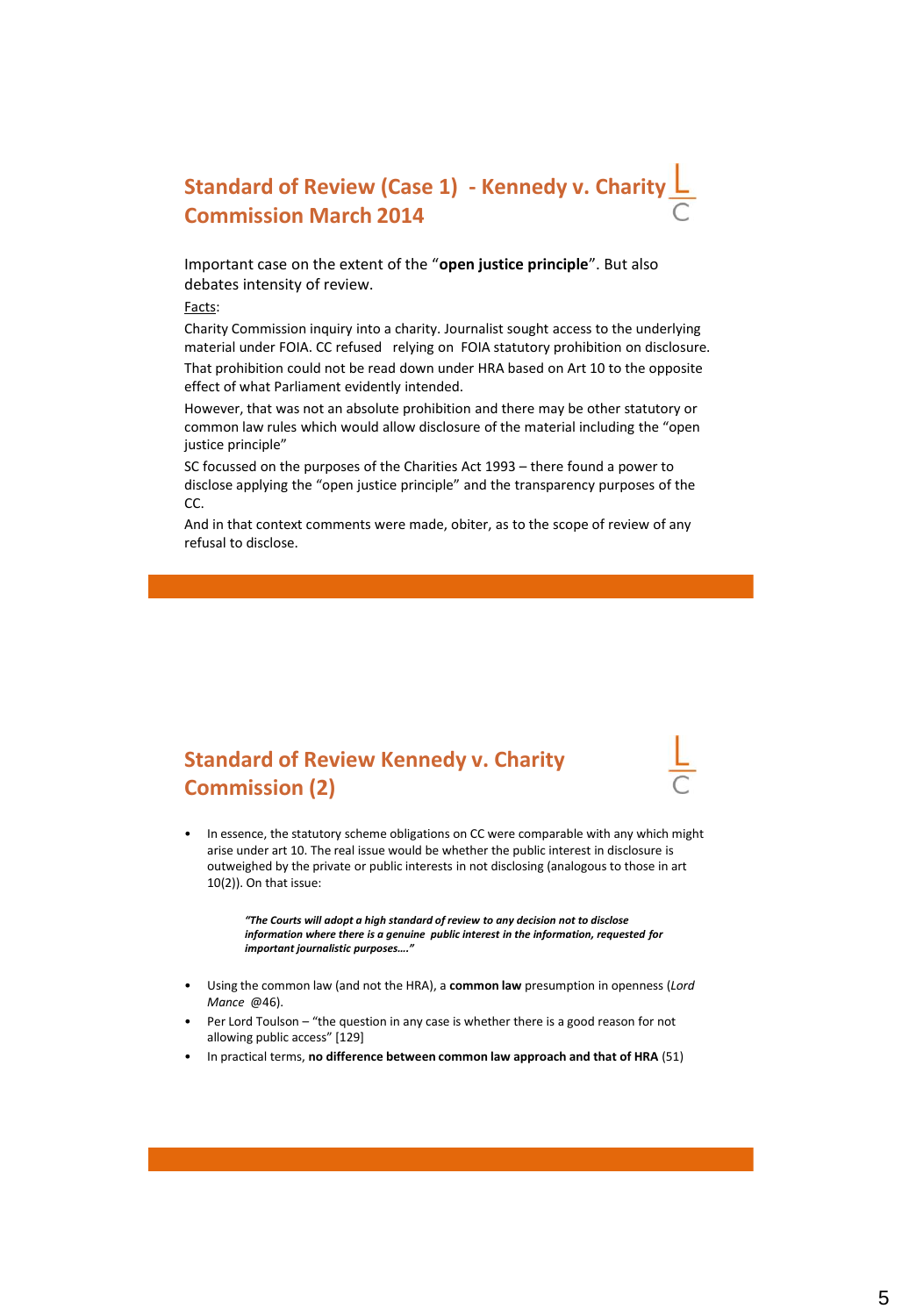## Standard of Review (Case 1) - Kennedy v. Charity Commission March 2014

Important case on the extent of the "**open justice principle**". But also debates intensity of review.

Facts:

Charity Commission inquiry into a charity. Journalist sought access to the underlying material under FOIA. CC refused relying on FOIA statutory prohibition on disclosure.

That prohibition could not be read down under HRA based on Art 10 to the opposite effect of what Parliament evidently intended.

However, that was not an absolute prohibition and there may be other statutory or common law rules which would allow disclosure of the material including the "open justice principle"

SC focussed on the purposes of the Charities Act 1993 – there found a power to disclose applying the "open justice principle" and the transparency purposes of the CC.

And in that context comments were made, obiter, as to the scope of review of any refusal to disclose.

## Standard of Review Kennedy v. Charity Commission (2)

- In essence, the statutory scheme obligations on CC were comparable with any which might arise under art 10. The real issue would be whether the public interest in disclosure is outweighed by the private or public interests in not disclosing (analogous to those in art 10(2)). On that issue:

  > ***"The Courts will adopt a high standard of review to any decision not to disclose information where there is a genuine public interest in the information, requested for important journalistic purposes…."***

- Using the common law (and not the HRA), a **common law** presumption in openness (*Lord Mance* @46).
- Per Lord Toulson – "the question in any case is whether there is a good reason for not allowing public access" [129]
- In practical terms, **no difference between common law approach and that of HRA** (51)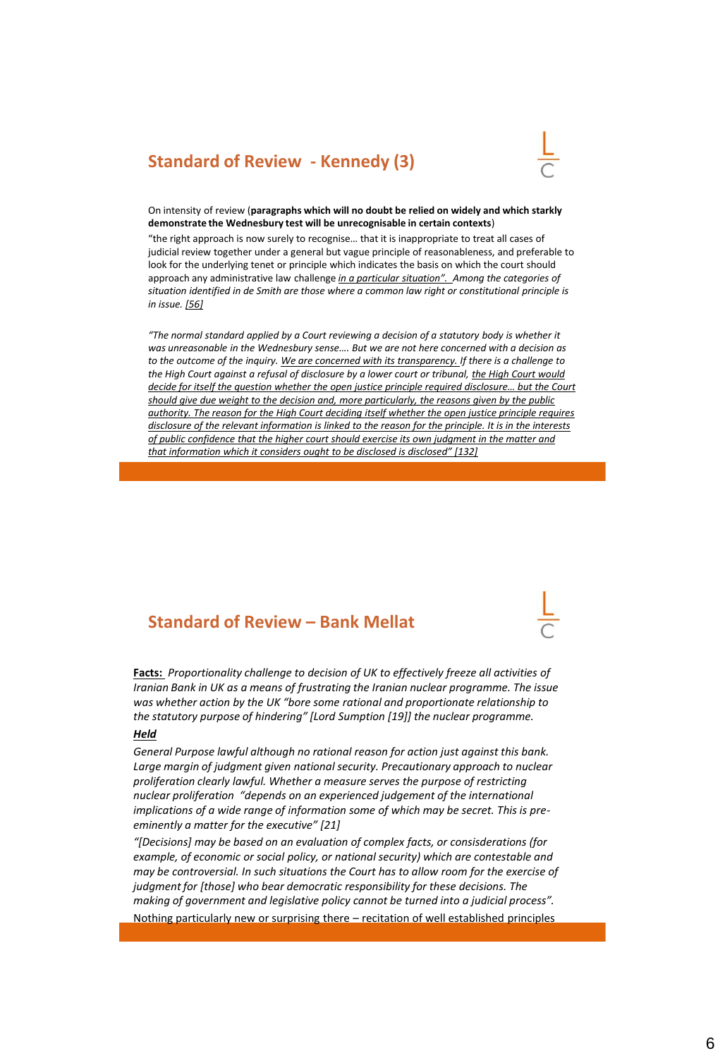## Standard of Review - Kennedy (3)

On intensity of review (**paragraphs which will no doubt be relied on widely and which starkly demonstrate the Wednesbury test will be unrecognisable in certain contexts**)

"the right approach is now surely to recognise… that it is inappropriate to treat all cases of judicial review together under a general but vague principle of reasonableness, and preferable to look for the underlying tenet or principle which indicates the basis on which the court should approach any administrative law challenge *in a particular situation". Among the categories of situation identified in de Smith are those where a common law right or constitutional principle is in issue. [56]*

*"The normal standard applied by a Court reviewing a decision of a statutory body is whether it was unreasonable in the Wednesbury sense…. But we are not here concerned with a decision as to the outcome of the inquiry. We are concerned with its transparency. If there is a challenge to the High Court against a refusal of disclosure by a lower court or tribunal, the High Court would decide for itself the question whether the open justice principle required disclosure… but the Court should give due weight to the decision and, more particularly, the reasons given by the public authority. The reason for the High Court deciding itself whether the open justice principle requires disclosure of the relevant information is linked to the reason for the principle. It is in the interests of public confidence that the higher court should exercise its own judgment in the matter and that information which it considers ought to be disclosed is disclosed" [132]*

## Standard of Review – Bank Mellat

**Facts:** *Proportionality challenge to decision of UK to effectively freeze all activities of Iranian Bank in UK as a means of frustrating the Iranian nuclear programme. The issue was whether action by the UK "bore some rational and proportionate relationship to the statutory purpose of hindering" [Lord Sumption [19]] the nuclear programme.*

***Held***

*General Purpose lawful although no rational reason for action just against this bank. Large margin of judgment given national security. Precautionary approach to nuclear proliferation clearly lawful. Whether a measure serves the purpose of restricting nuclear proliferation "depends on an experienced judgement of the international implications of a wide range of information some of which may be secret. This is pre-eminently a matter for the executive" [21]*

*"[Decisions] may be based on an evaluation of complex facts, or consisderations (for example, of economic or social policy, or national security) which are contestable and may be controversial. In such situations the Court has to allow room for the exercise of judgment for [those] who bear democratic responsibility for these decisions. The making of government and legislative policy cannot be turned into a judicial process".*

Nothing particularly new or surprising there – recitation of well established principles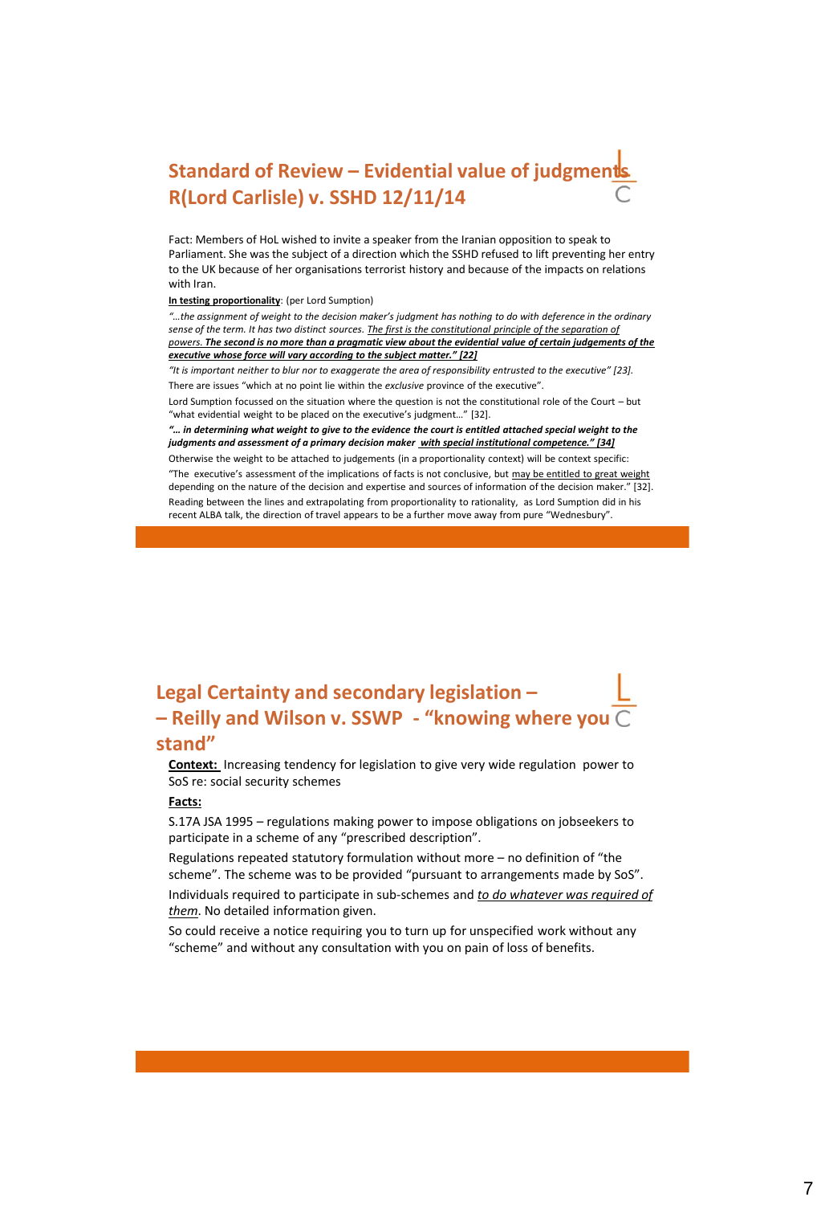## Standard of Review – Evidential value of judgments R(Lord Carlisle) v. SSHD 12/11/14

Fact: Members of HoL wished to invite a speaker from the Iranian opposition to speak to Parliament. She was the subject of a direction which the SSHD refused to lift preventing her entry to the UK because of her organisations terrorist history and because of the impacts on relations with Iran.

**In testing proportionality**: (per Lord Sumption)

*"…the assignment of weight to the decision maker's judgment has nothing to do with deference in the ordinary sense of the term. It has two distinct sources. The first is the constitutional principle of the separation of powers.* ***The second is no more than a pragmatic view about the evidential value of certain judgements of the executive whose force will vary according to the subject matter." [22]***

*"It is important neither to blur nor to exaggerate the area of responsibility entrusted to the executive" [23].*

There are issues "which at no point lie within the *exclusive* province of the executive".

Lord Sumption focussed on the situation where the question is not the constitutional role of the Court – but "what evidential weight to be placed on the executive's judgment…" [32].

***"… in determining what weight to give to the evidence the court is entitled attached special weight to the judgments and assessment of a primary decision maker with special institutional competence." [34]***

Otherwise the weight to be attached to judgements (in a proportionality context) will be context specific:

"The executive's assessment of the implications of facts is not conclusive, but may be entitled to great weight depending on the nature of the decision and expertise and sources of information of the decision maker." [32].

Reading between the lines and extrapolating from proportionality to rationality, as Lord Sumption did in his recent ALBA talk, the direction of travel appears to be a further move away from pure "Wednesbury".

## Legal Certainty and secondary legislation – – Reilly and Wilson v. SSWP - "knowing where you stand"

**Context:** Increasing tendency for legislation to give very wide regulation power to SoS re: social security schemes

**Facts:**

S.17A JSA 1995 – regulations making power to impose obligations on jobseekers to participate in a scheme of any "prescribed description".

Regulations repeated statutory formulation without more – no definition of "the scheme". The scheme was to be provided "pursuant to arrangements made by SoS".

Individuals required to participate in sub-schemes and *to do whatever was required of them*. No detailed information given.

So could receive a notice requiring you to turn up for unspecified work without any "scheme" and without any consultation with you on pain of loss of benefits.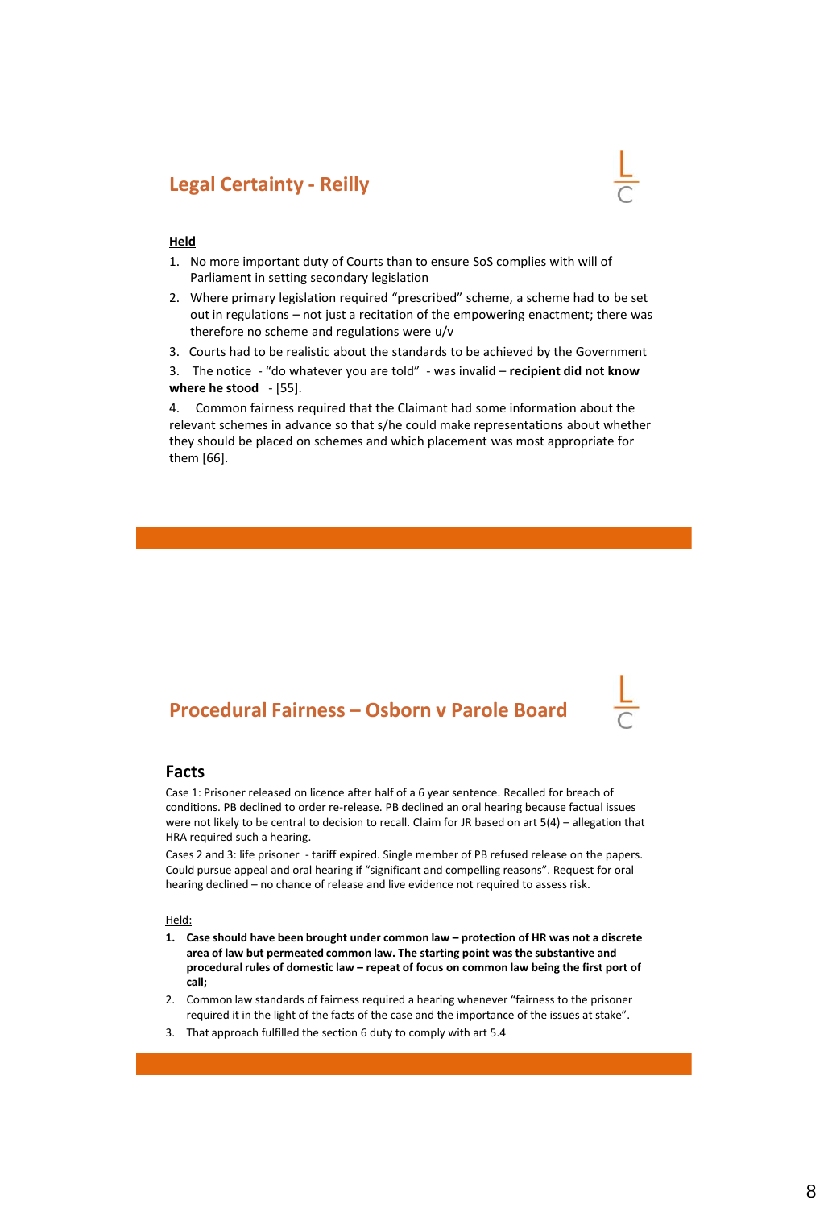## Legal Certainty - Reilly

**Held**

1. No more important duty of Courts than to ensure SoS complies with will of Parliament in setting secondary legislation
2. Where primary legislation required "prescribed" scheme, a scheme had to be set out in regulations – not just a recitation of the empowering enactment; there was therefore no scheme and regulations were u/v
3. Courts had to be realistic about the standards to be achieved by the Government

3. The notice - "do whatever you are told" - was invalid – **recipient did not know where he stood** - [55].

4. Common fairness required that the Claimant had some information about the relevant schemes in advance so that s/he could make representations about whether they should be placed on schemes and which placement was most appropriate for them [66].

## Procedural Fairness – Osborn v Parole Board

**Facts**

Case 1: Prisoner released on licence after half of a 6 year sentence. Recalled for breach of conditions. PB declined to order re-release. PB declined an oral hearing because factual issues were not likely to be central to decision to recall. Claim for JR based on art 5(4) – allegation that HRA required such a hearing.

Cases 2 and 3: life prisoner - tariff expired. Single member of PB refused release on the papers. Could pursue appeal and oral hearing if "significant and compelling reasons". Request for oral hearing declined – no chance of release and live evidence not required to assess risk.

Held:

1. **Case should have been brought under common law – protection of HR was not a discrete area of law but permeated common law. The starting point was the substantive and procedural rules of domestic law – repeat of focus on common law being the first port of call;**
2. Common law standards of fairness required a hearing whenever "fairness to the prisoner required it in the light of the facts of the case and the importance of the issues at stake".
3. That approach fulfilled the section 6 duty to comply with art 5.4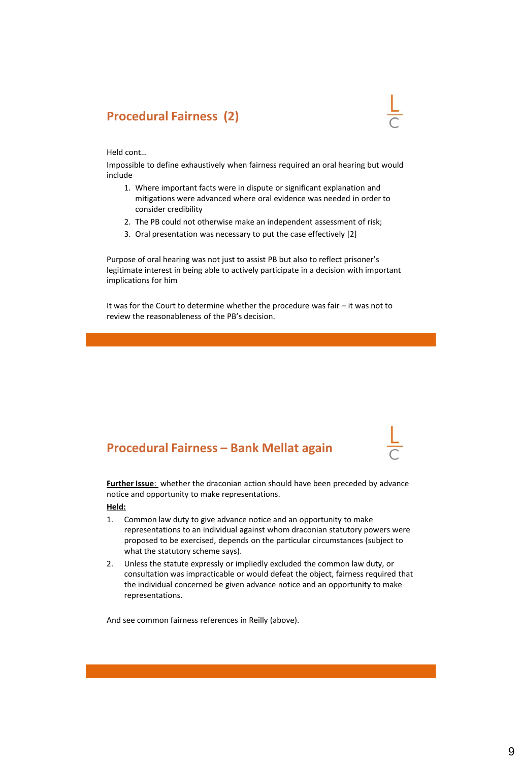## Procedural Fairness (2)

Held cont…

Impossible to define exhaustively when fairness required an oral hearing but would include

1. Where important facts were in dispute or significant explanation and mitigations were advanced where oral evidence was needed in order to consider credibility
2. The PB could not otherwise make an independent assessment of risk;
3. Oral presentation was necessary to put the case effectively [2]

Purpose of oral hearing was not just to assist PB but also to reflect prisoner's legitimate interest in being able to actively participate in a decision with important implications for him

It was for the Court to determine whether the procedure was fair – it was not to review the reasonableness of the PB's decision.

## Procedural Fairness – Bank Mellat again

**Further Issue**: whether the draconian action should have been preceded by advance notice and opportunity to make representations.

**Held:**

1. Common law duty to give advance notice and an opportunity to make representations to an individual against whom draconian statutory powers were proposed to be exercised, depends on the particular circumstances (subject to what the statutory scheme says).
2. Unless the statute expressly or impliedly excluded the common law duty, or consultation was impracticable or would defeat the object, fairness required that the individual concerned be given advance notice and an opportunity to make representations.

And see common fairness references in Reilly (above).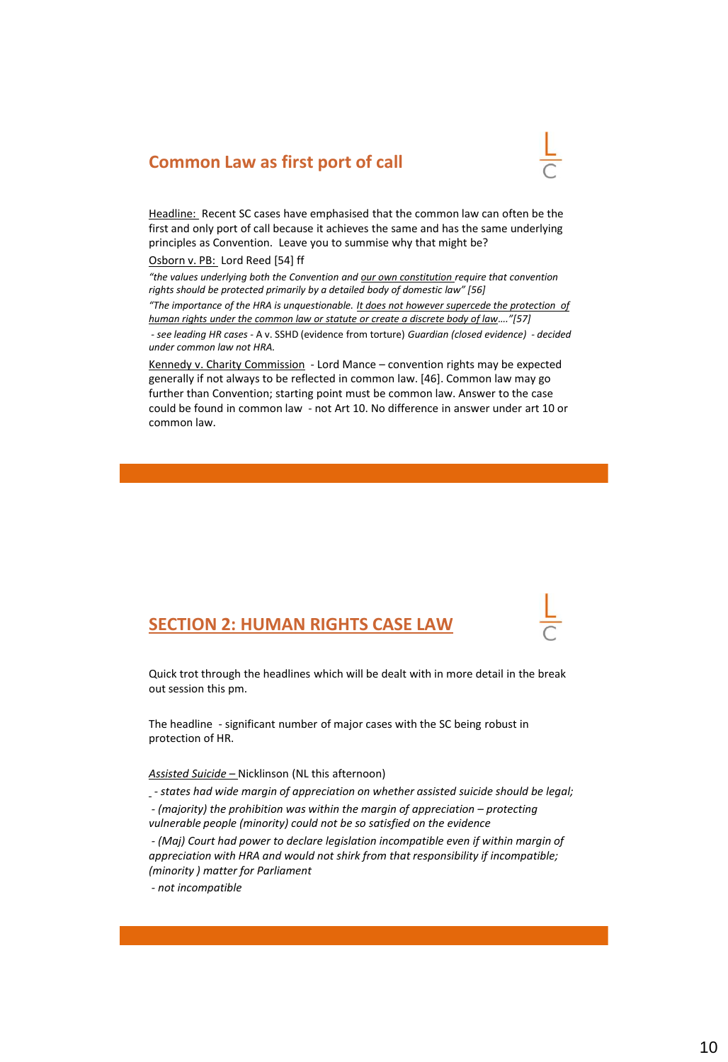## Common Law as first port of call

<u>Headline:</u> Recent SC cases have emphasised that the common law can often be the first and only port of call because it achieves the same and has the same underlying principles as Convention. Leave you to summise why that might be?

<u>Osborn v. PB:</u> Lord Reed [54] ff

*"the values underlying both the Convention and <u>our own constitution</u> require that convention rights should be protected primarily by a detailed body of domestic law" [56]*

*"The importance of the HRA is unquestionable. <u>It does not however supercede the protection of human rights under the common law or statute or create a discrete body of law</u>…."[57]*

*- see leading HR cases -* A v. SSHD (evidence from torture) *Guardian (closed evidence) - decided under common law not HRA.*

<u>Kennedy v. Charity Commission</u> - Lord Mance – convention rights may be expected generally if not always to be reflected in common law. [46]. Common law may go further than Convention; starting point must be common law. Answer to the case could be found in common law - not Art 10. No difference in answer under art 10 or common law.

## SECTION 2: HUMAN RIGHTS CASE LAW

Quick trot through the headlines which will be dealt with in more detail in the break out session this pm.

The headline - significant number of major cases with the SC being robust in protection of HR.

*<u>Assisted Suicide –</u>* Nicklinson (NL this afternoon)

*- states had wide margin of appreciation on whether assisted suicide should be legal;*

*- (majority) the prohibition was within the margin of appreciation – protecting vulnerable people (minority) could not be so satisfied on the evidence*

*- (Maj) Court had power to declare legislation incompatible even if within margin of appreciation with HRA and would not shirk from that responsibility if incompatible; (minority ) matter for Parliament*

*- not incompatible*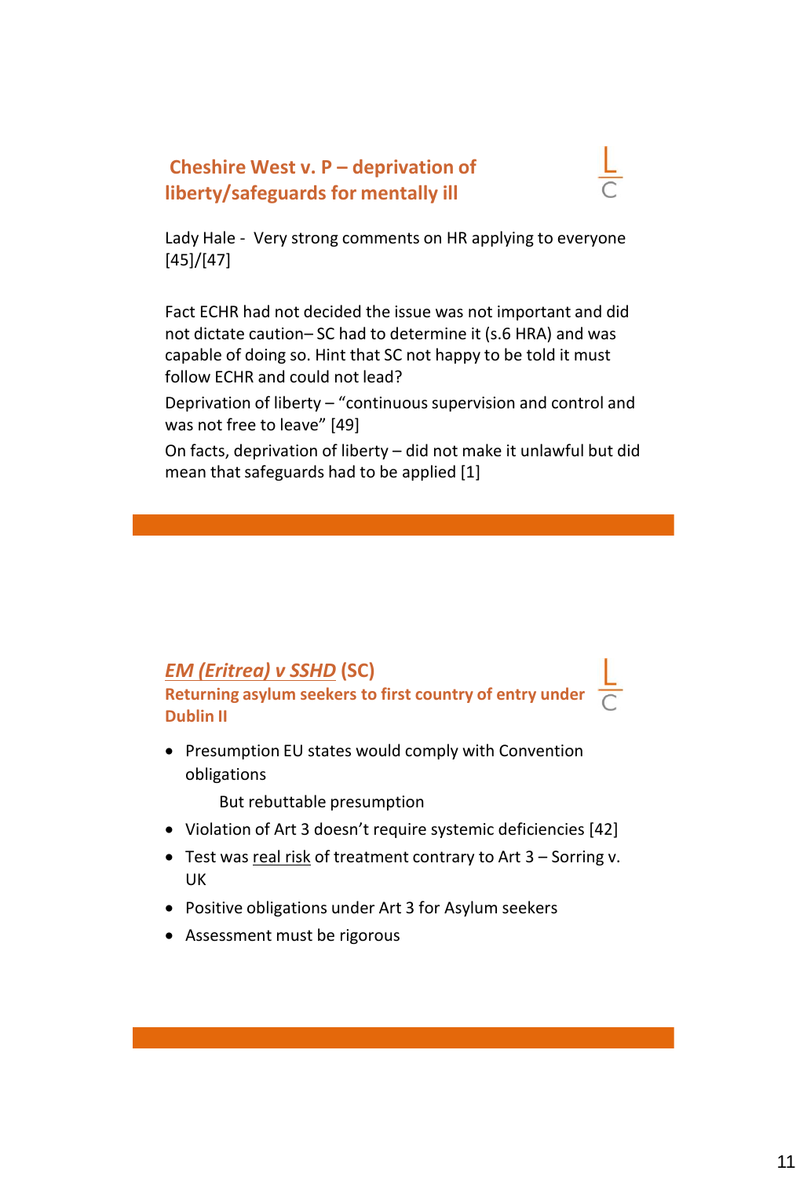## Cheshire West v. P – deprivation of liberty/safeguards for mentally ill

Lady Hale - Very strong comments on HR applying to everyone [45]/[47]

Fact ECHR had not decided the issue was not important and did not dictate caution– SC had to determine it (s.6 HRA) and was capable of doing so. Hint that SC not happy to be told it must follow ECHR and could not lead?

Deprivation of liberty – "continuous supervision and control and was not free to leave" [49]

On facts, deprivation of liberty – did not make it unlawful but did mean that safeguards had to be applied [1]

## *EM (Eritrea) v SSHD* (SC)

### Returning asylum seekers to first country of entry under Dublin II

- Presumption EU states would comply with Convention obligations

  But rebuttable presumption
- Violation of Art 3 doesn't require systemic deficiencies [42]
- Test was real risk of treatment contrary to Art 3 – Sorring v. UK
- Positive obligations under Art 3 for Asylum seekers
- Assessment must be rigorous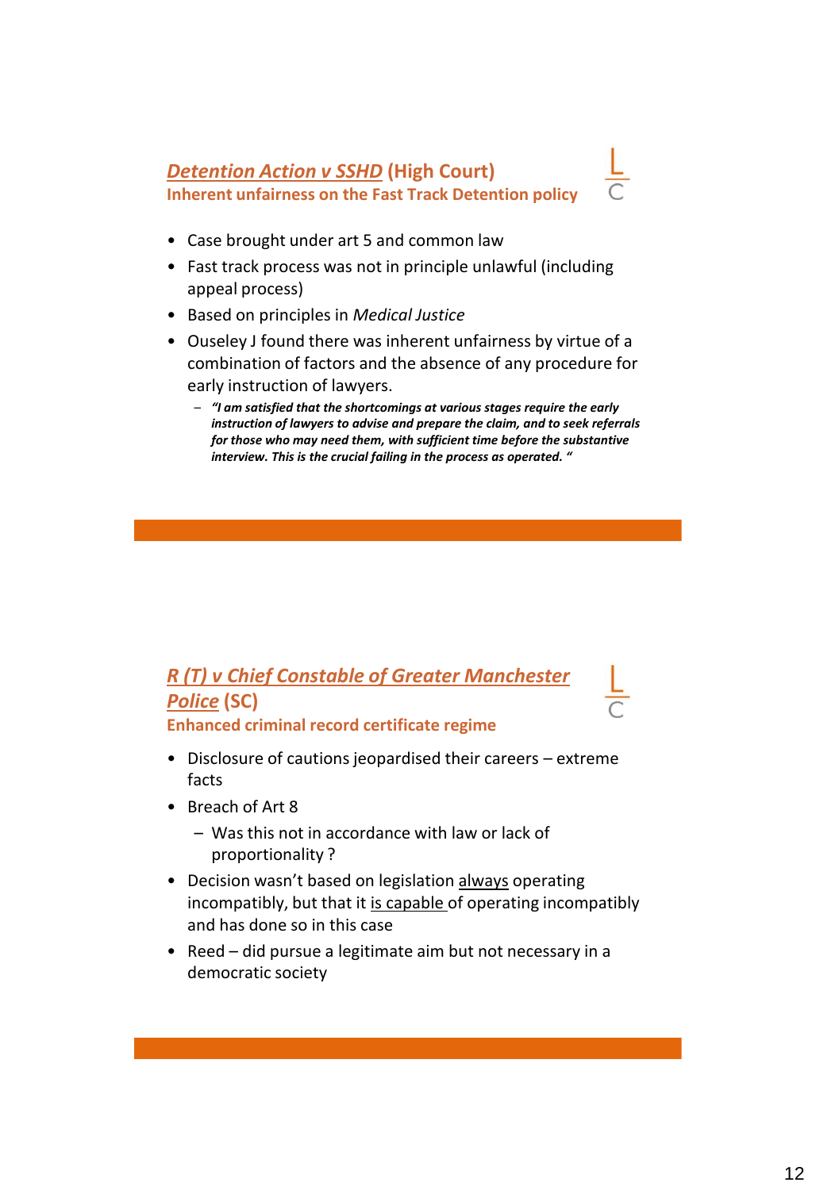## *Detention Action v SSHD* (High Court)

### Inherent unfairness on the Fast Track Detention policy

- Case brought under art 5 and common law
- Fast track process was not in principle unlawful (including appeal process)
- Based on principles in *Medical Justice*
- Ouseley J found there was inherent unfairness by virtue of a combination of factors and the absence of any procedure for early instruction of lawyers.
  - ***"I am satisfied that the shortcomings at various stages require the early instruction of lawyers to advise and prepare the claim, and to seek referrals for those who may need them, with sufficient time before the substantive interview. This is the crucial failing in the process as operated. "***

## *R (T) v Chief Constable of Greater Manchester Police* (SC)

### Enhanced criminal record certificate regime

- Disclosure of cautions jeopardised their careers – extreme facts
- Breach of Art 8
  - Was this not in accordance with law or lack of proportionality ?
- Decision wasn't based on legislation <u>always</u> operating incompatibly, but that it <u>is capable</u> of operating incompatibly and has done so in this case
- Reed – did pursue a legitimate aim but not necessary in a democratic society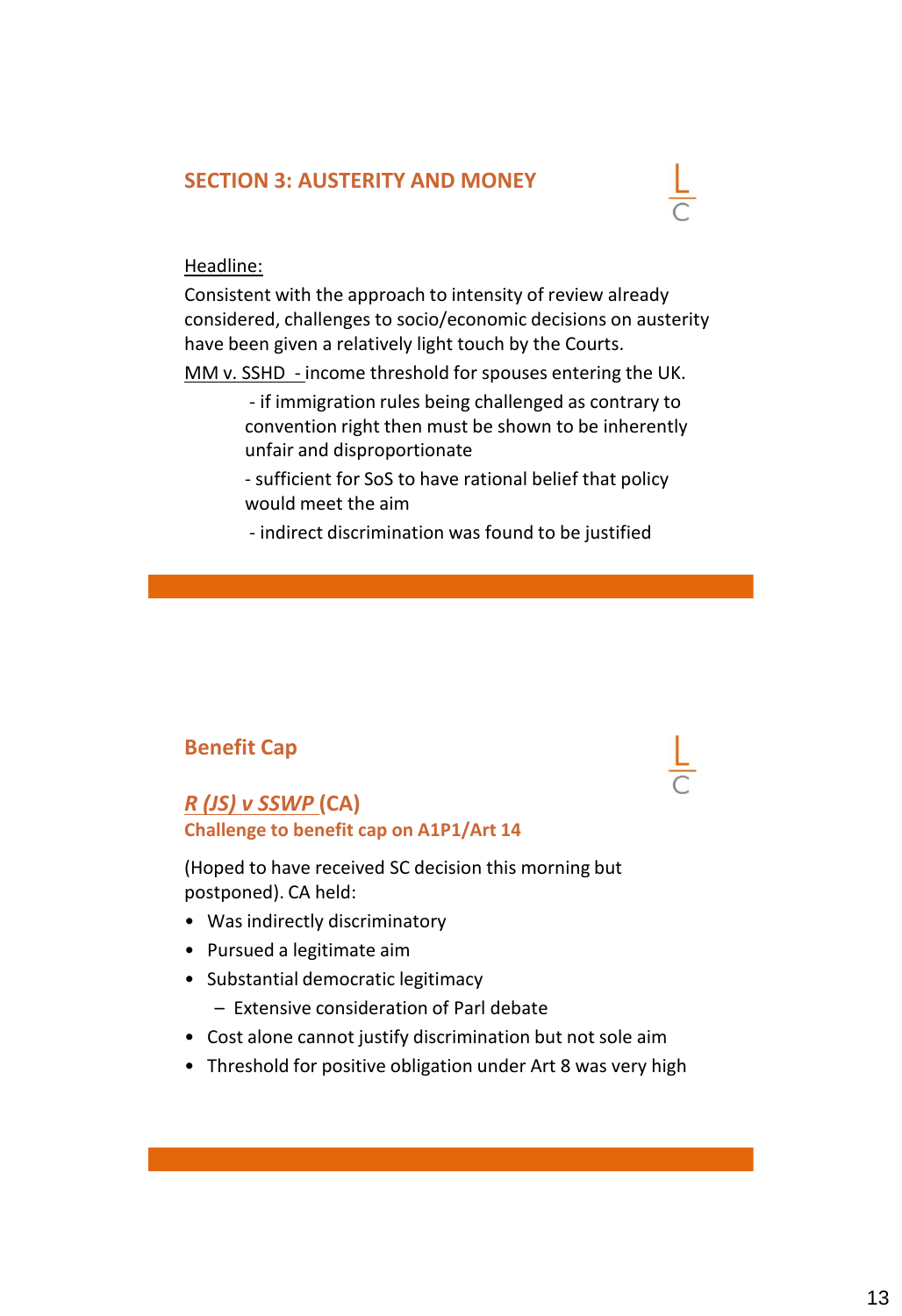## SECTION 3: AUSTERITY AND MONEY

<u>Headline:</u>

Consistent with the approach to intensity of review already considered, challenges to socio/economic decisions on austerity have been given a relatively light touch by the Courts.

<u>MM v. SSHD -</u> income threshold for spouses entering the UK.

- if immigration rules being challenged as contrary to convention right then must be shown to be inherently unfair and disproportionate
- sufficient for SoS to have rational belief that policy would meet the aim
- indirect discrimination was found to be justified

## Benefit Cap

### *R (JS) v SSWP* (CA)

#### Challenge to benefit cap on A1P1/Art 14

(Hoped to have received SC decision this morning but postponed). CA held:

- Was indirectly discriminatory
- Pursued a legitimate aim
- Substantial democratic legitimacy
  - Extensive consideration of Parl debate
- Cost alone cannot justify discrimination but not sole aim
- Threshold for positive obligation under Art 8 was very high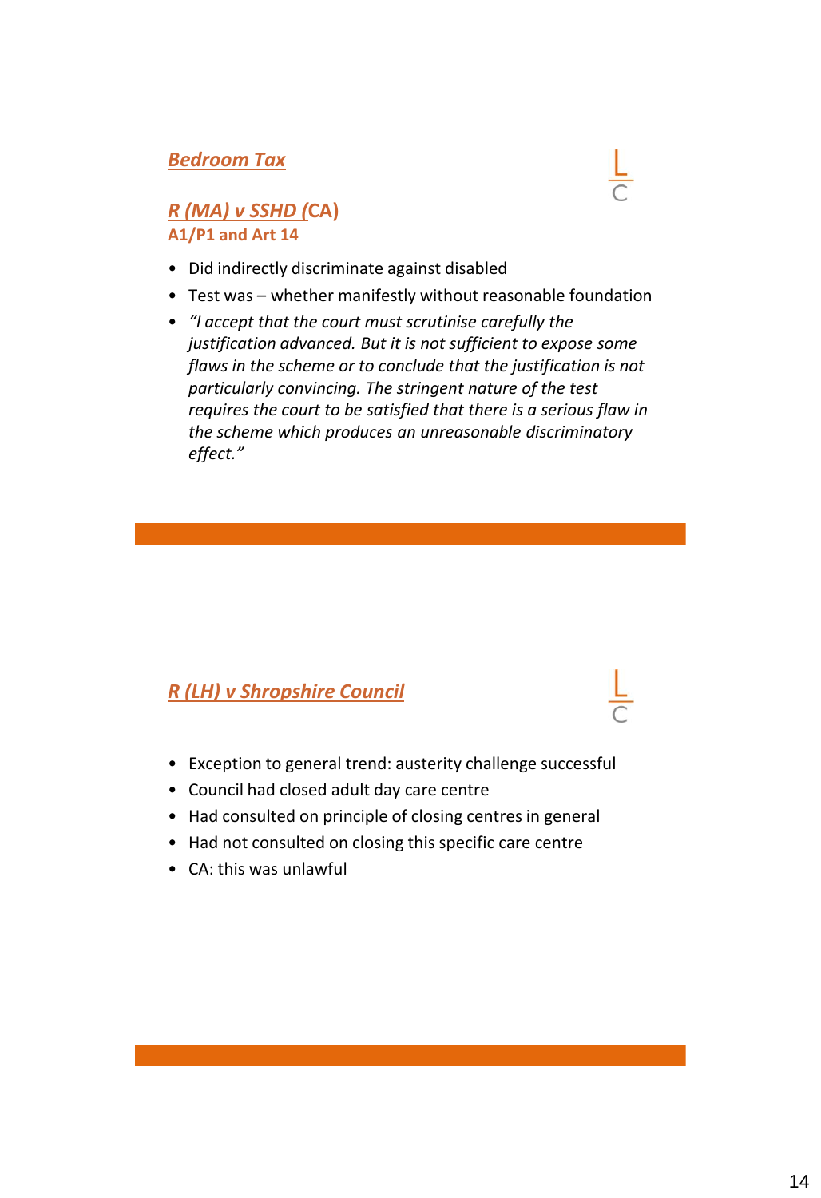## *Bedroom Tax*

### *R (MA) v SSHD* (CA)

**A1/P1 and Art 14**

- Did indirectly discriminate against disabled
- Test was – whether manifestly without reasonable foundation
- *"I accept that the court must scrutinise carefully the justification advanced. But it is not sufficient to expose some flaws in the scheme or to conclude that the justification is not particularly convincing. The stringent nature of the test requires the court to be satisfied that there is a serious flaw in the scheme which produces an unreasonable discriminatory effect."*

## *R (LH) v Shropshire Council*

- Exception to general trend: austerity challenge successful
- Council had closed adult day care centre
- Had consulted on principle of closing centres in general
- Had not consulted on closing this specific care centre
- CA: this was unlawful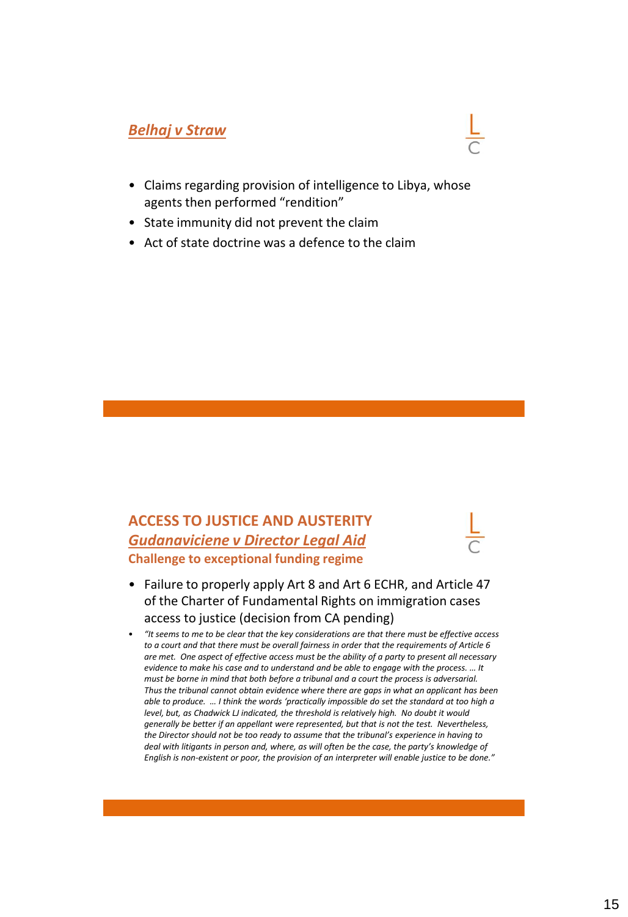## *Belhaj v Straw*

- Claims regarding provision of intelligence to Libya, whose agents then performed "rendition"
- State immunity did not prevent the claim
- Act of state doctrine was a defence to the claim

## ACCESS TO JUSTICE AND AUSTERITY

### *Gudanaviciene v Director Legal Aid*

**Challenge to exceptional funding regime**

- Failure to properly apply Art 8 and Art 6 ECHR, and Article 47 of the Charter of Fundamental Rights on immigration cases access to justice (decision from CA pending)
- *"It seems to me to be clear that the key considerations are that there must be effective access to a court and that there must be overall fairness in order that the requirements of Article 6 are met. One aspect of effective access must be the ability of a party to present all necessary evidence to make his case and to understand and be able to engage with the process. … It must be borne in mind that both before a tribunal and a court the process is adversarial. Thus the tribunal cannot obtain evidence where there are gaps in what an applicant has been able to produce. … I think the words 'practically impossible do set the standard at too high a level, but, as Chadwick LJ indicated, the threshold is relatively high. No doubt it would generally be better if an appellant were represented, but that is not the test. Nevertheless, the Director should not be too ready to assume that the tribunal's experience in having to deal with litigants in person and, where, as will often be the case, the party's knowledge of English is non-existent or poor, the provision of an interpreter will enable justice to be done."*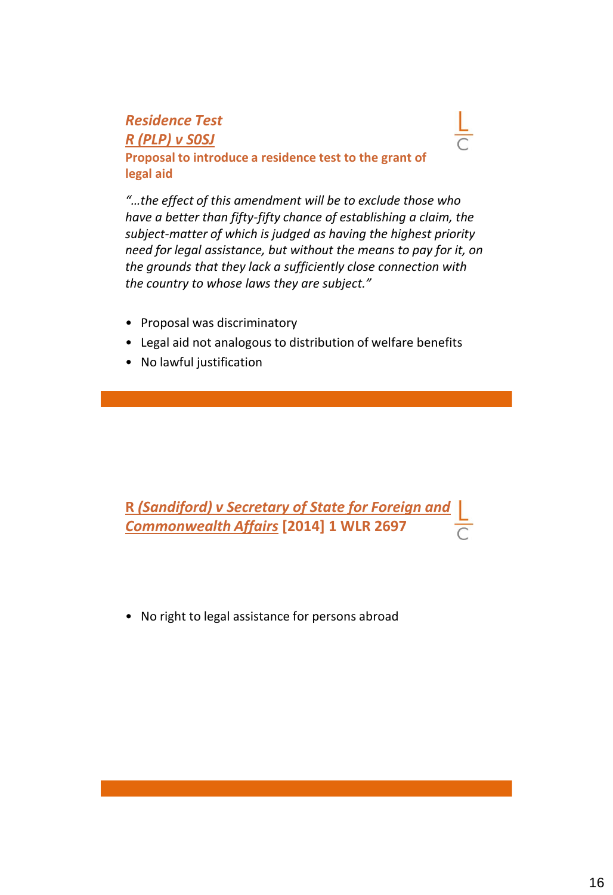### *Residence Test*

### *R (PLP) v SOSJ*

**Proposal to introduce a residence test to the grant of legal aid**

*"…the effect of this amendment will be to exclude those who have a better than fifty-fifty chance of establishing a claim, the subject-matter of which is judged as having the highest priority need for legal assistance, but without the means to pay for it, on the grounds that they lack a sufficiently close connection with the country to whose laws they are subject."*

- Proposal was discriminatory
- Legal aid not analogous to distribution of welfare benefits
- No lawful justification

### R *(Sandiford) v Secretary of State for Foreign and Commonwealth Affairs* [2014] 1 WLR 2697

- No right to legal assistance for persons abroad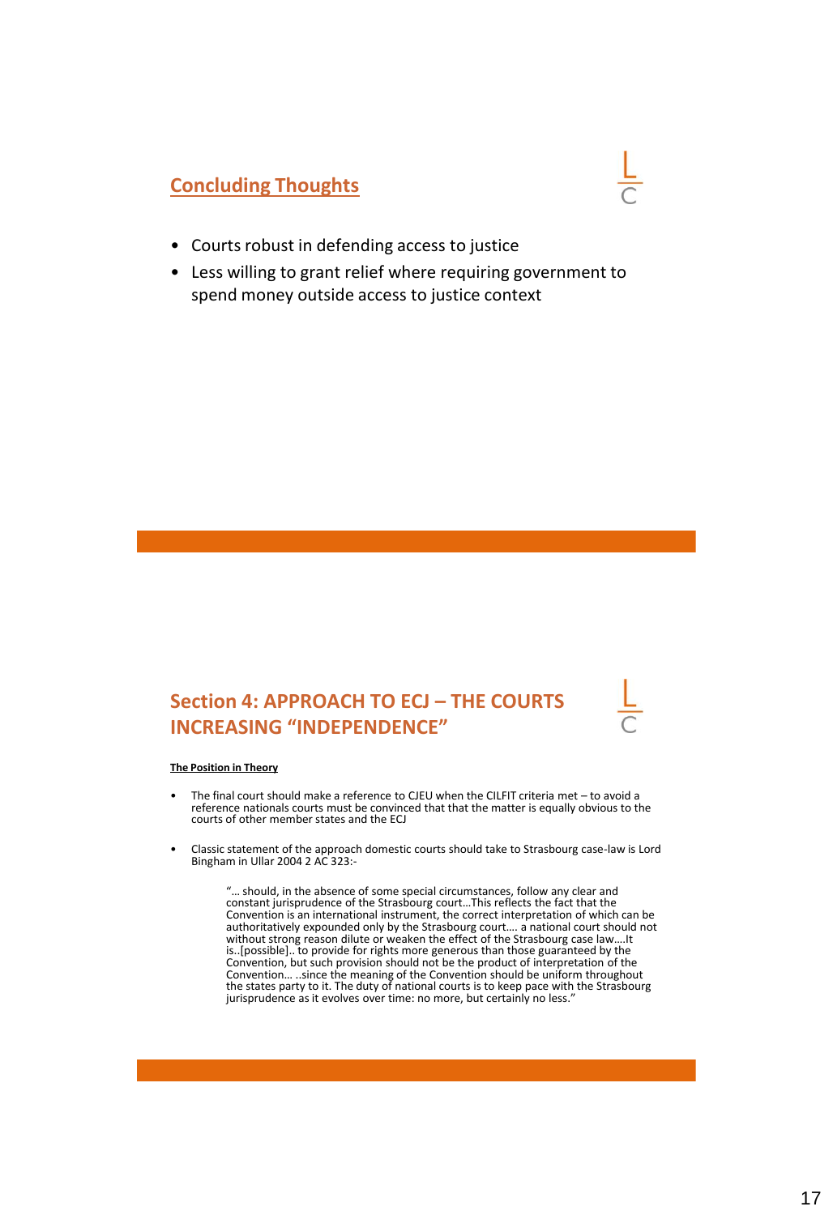## Concluding Thoughts

- Courts robust in defending access to justice
- Less willing to grant relief where requiring government to spend money outside access to justice context

## Section 4: APPROACH TO ECJ – THE COURTS INCREASING "INDEPENDENCE"

**The Position in Theory**

- The final court should make a reference to CJEU when the CILFIT criteria met – to avoid a reference nationals courts must be convinced that that the matter is equally obvious to the courts of other member states and the ECJ

- Classic statement of the approach domestic courts should take to Strasbourg case-law is Lord Bingham in Ullar 2004 2 AC 323:-

> "… should, in the absence of some special circumstances, follow any clear and constant jurisprudence of the Strasbourg court…This reflects the fact that the Convention is an international instrument, the correct interpretation of which can be authoritatively expounded only by the Strasbourg court…. a national court should not without strong reason dilute or weaken the effect of the Strasbourg case law….It is..[possible].. to provide for rights more generous than those guaranteed by the Convention, but such provision should not be the product of interpretation of the Convention… ..since the meaning of the Convention should be uniform throughout the states party to it. The duty of national courts is to keep pace with the Strasbourg jurisprudence as it evolves over time: no more, but certainly no less."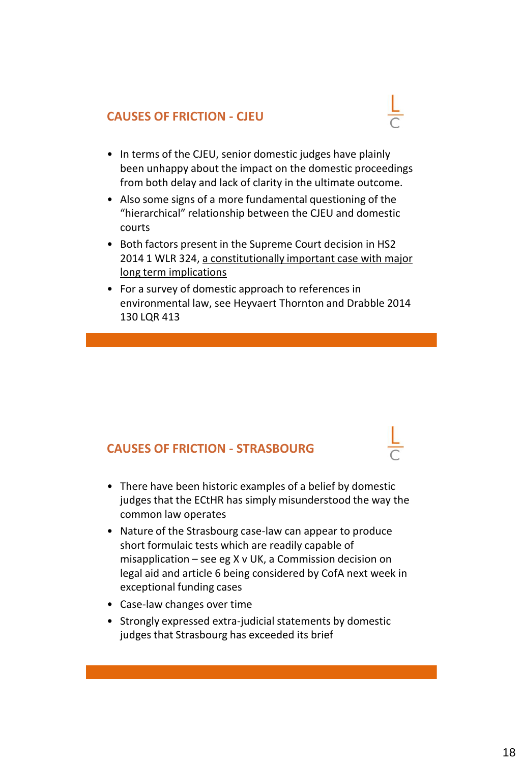## CAUSES OF FRICTION - CJEU

- In terms of the CJEU, senior domestic judges have plainly been unhappy about the impact on the domestic proceedings from both delay and lack of clarity in the ultimate outcome.
- Also some signs of a more fundamental questioning of the "hierarchical" relationship between the CJEU and domestic courts
- Both factors present in the Supreme Court decision in HS2 2014 1 WLR 324, <u>a constitutionally important case with major long term implications</u>
- For a survey of domestic approach to references in environmental law, see Heyvaert Thornton and Drabble 2014 130 LQR 413

## CAUSES OF FRICTION - STRASBOURG

- There have been historic examples of a belief by domestic judges that the ECtHR has simply misunderstood the way the common law operates
- Nature of the Strasbourg case-law can appear to produce short formulaic tests which are readily capable of misapplication – see eg X v UK, a Commission decision on legal aid and article 6 being considered by CofA next week in exceptional funding cases
- Case-law changes over time
- Strongly expressed extra-judicial statements by domestic judges that Strasbourg has exceeded its brief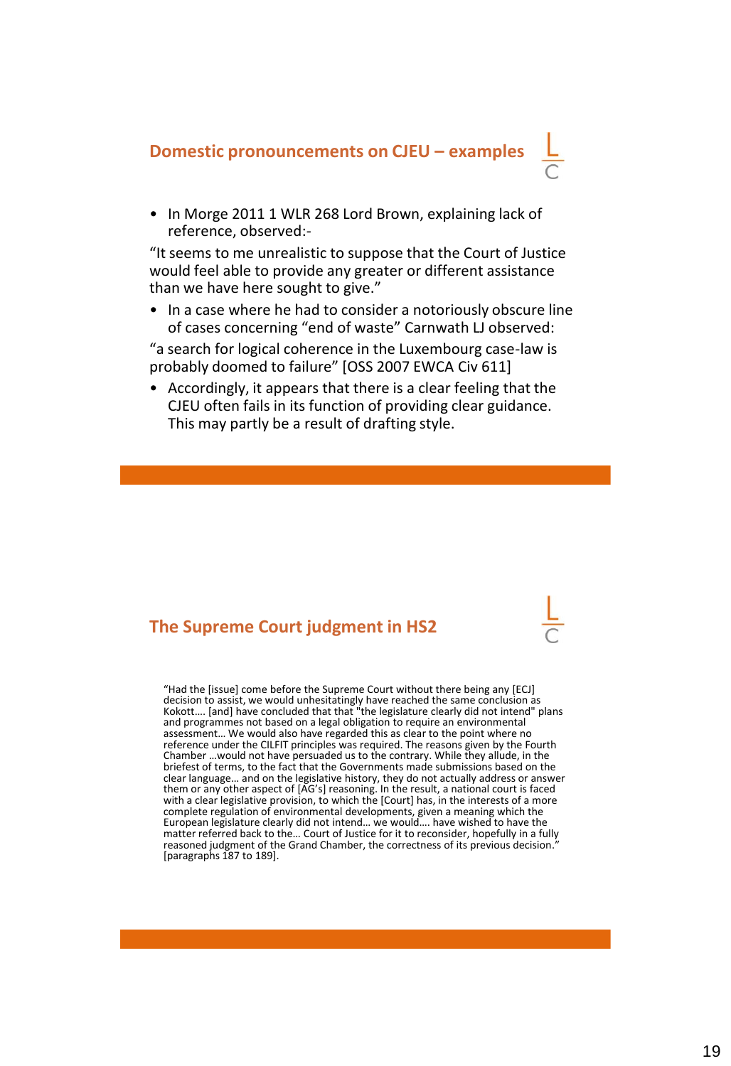## Domestic pronouncements on CJEU – examples

- In Morge 2011 1 WLR 268 Lord Brown, explaining lack of reference, observed:-

"It seems to me unrealistic to suppose that the Court of Justice would feel able to provide any greater or different assistance than we have here sought to give."

- In a case where he had to consider a notoriously obscure line of cases concerning "end of waste" Carnwath LJ observed:

"a search for logical coherence in the Luxembourg case-law is probably doomed to failure" [OSS 2007 EWCA Civ 611]

- Accordingly, it appears that there is a clear feeling that the CJEU often fails in its function of providing clear guidance. This may partly be a result of drafting style.

## The Supreme Court judgment in HS2

"Had the [issue] come before the Supreme Court without there being any [ECJ] decision to assist, we would unhesitatingly have reached the same conclusion as Kokott…. [and] have concluded that that "the legislature clearly did not intend" plans and programmes not based on a legal obligation to require an environmental assessment… We would also have regarded this as clear to the point where no reference under the CILFIT principles was required. The reasons given by the Fourth Chamber …would not have persuaded us to the contrary. While they allude, in the briefest of terms, to the fact that the Governments made submissions based on the clear language… and on the legislative history, they do not actually address or answer them or any other aspect of [AG's] reasoning. In the result, a national court is faced with a clear legislative provision, to which the [Court] has, in the interests of a more complete regulation of environmental developments, given a meaning which the European legislature clearly did not intend… we would…. have wished to have the matter referred back to the… Court of Justice for it to reconsider, hopefully in a fully reasoned judgment of the Grand Chamber, the correctness of its previous decision." [paragraphs 187 to 189].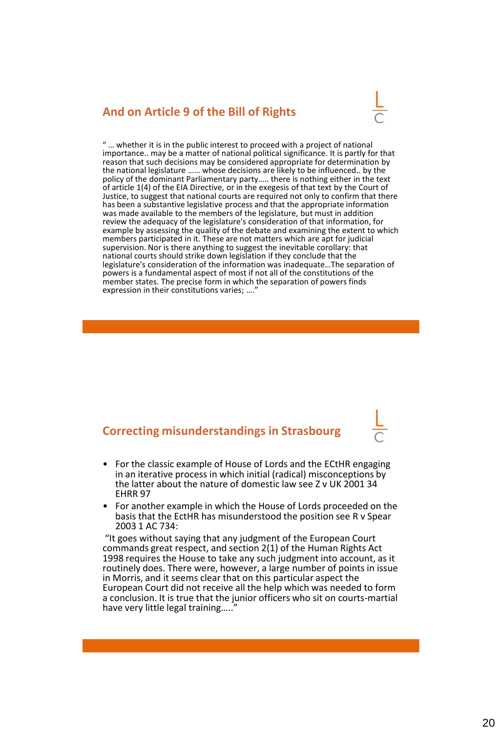## And on Article 9 of the Bill of Rights

" … whether it is in the public interest to proceed with a project of national importance.. may be a matter of national political significance. It is partly for that reason that such decisions may be considered appropriate for determination by the national legislature …… whose decisions are likely to be influenced.. by the policy of the dominant Parliamentary party….. there is nothing either in the text of article 1(4) of the EIA Directive, or in the exegesis of that text by the Court of Justice, to suggest that national courts are required not only to confirm that there has been a substantive legislative process and that the appropriate information was made available to the members of the legislature, but must in addition review the adequacy of the legislature's consideration of that information, for example by assessing the quality of the debate and examining the extent to which members participated in it. These are not matters which are apt for judicial supervision. Nor is there anything to suggest the inevitable corollary: that national courts should strike down legislation if they conclude that the legislature's consideration of the information was inadequate…The separation of powers is a fundamental aspect of most if not all of the constitutions of the member states. The precise form in which the separation of powers finds expression in their constitutions varies; …."

## Correcting misunderstandings in Strasbourg

- For the classic example of House of Lords and the ECtHR engaging in an iterative process in which initial (radical) misconceptions by the latter about the nature of domestic law see Z v UK 2001 34 EHRR 97
- For another example in which the House of Lords proceeded on the basis that the EctHR has misunderstood the position see R v Spear 2003 1 AC 734:

"It goes without saying that any judgment of the European Court commands great respect, and section 2(1) of the Human Rights Act 1998 requires the House to take any such judgment into account, as it routinely does. There were, however, a large number of points in issue in Morris, and it seems clear that on this particular aspect the European Court did not receive all the help which was needed to form a conclusion. It is true that the junior officers who sit on courts-martial have very little legal training….."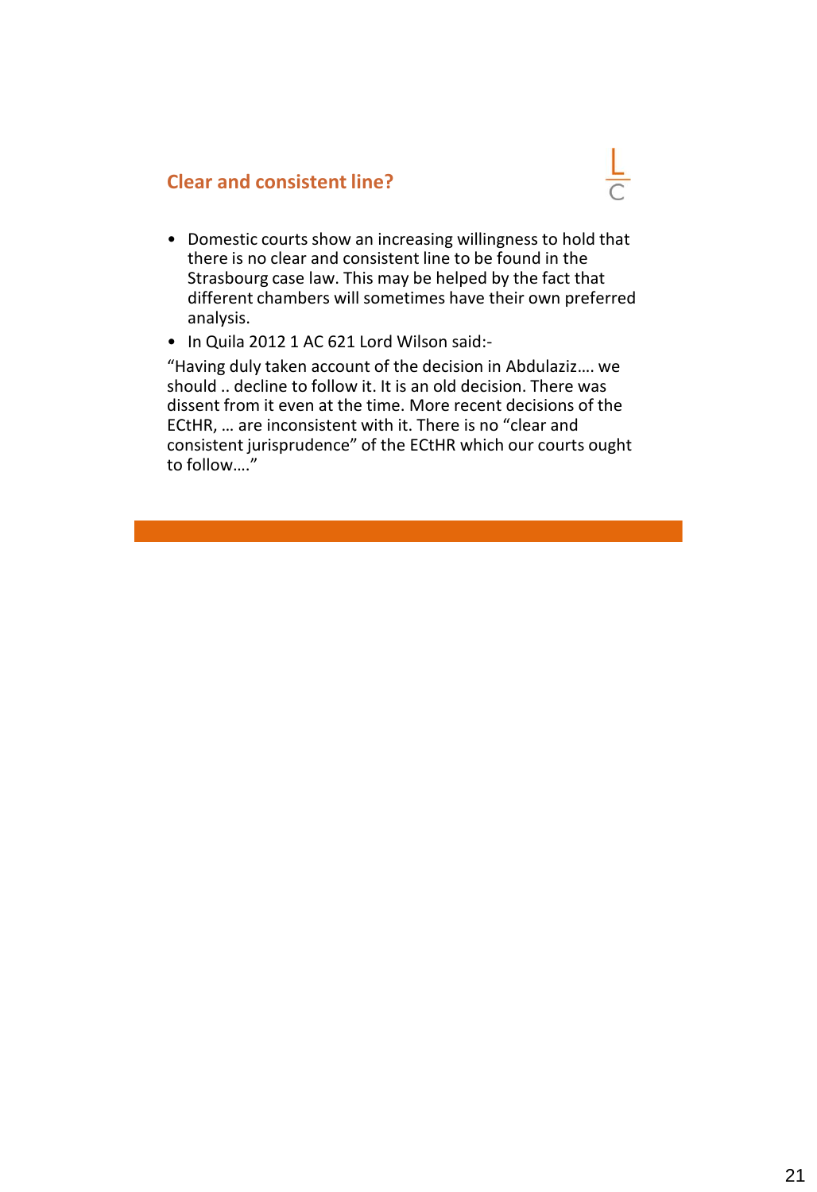## Clear and consistent line?

- Domestic courts show an increasing willingness to hold that there is no clear and consistent line to be found in the Strasbourg case law. This may be helped by the fact that different chambers will sometimes have their own preferred analysis.
- In Quila 2012 1 AC 621 Lord Wilson said:-

"Having duly taken account of the decision in Abdulaziz…. we should .. decline to follow it. It is an old decision. There was dissent from it even at the time. More recent decisions of the ECtHR, … are inconsistent with it. There is no "clear and consistent jurisprudence" of the ECtHR which our courts ought to follow…."